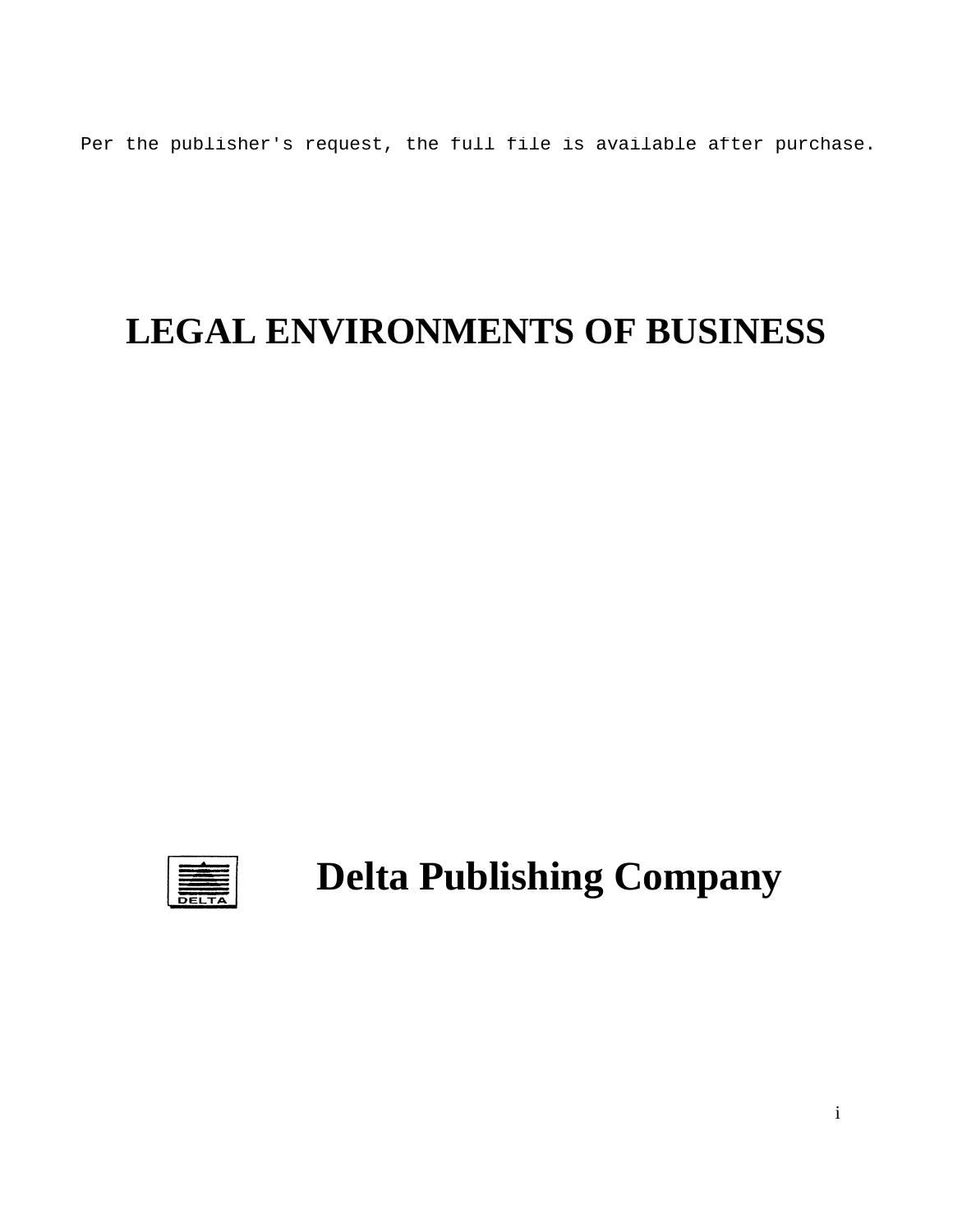Per the publisher's request, the full file is available after purchase.

# LEGAL ENVIRONMENTS OF BUSINESS

DELTA

**Delta Publishing Company**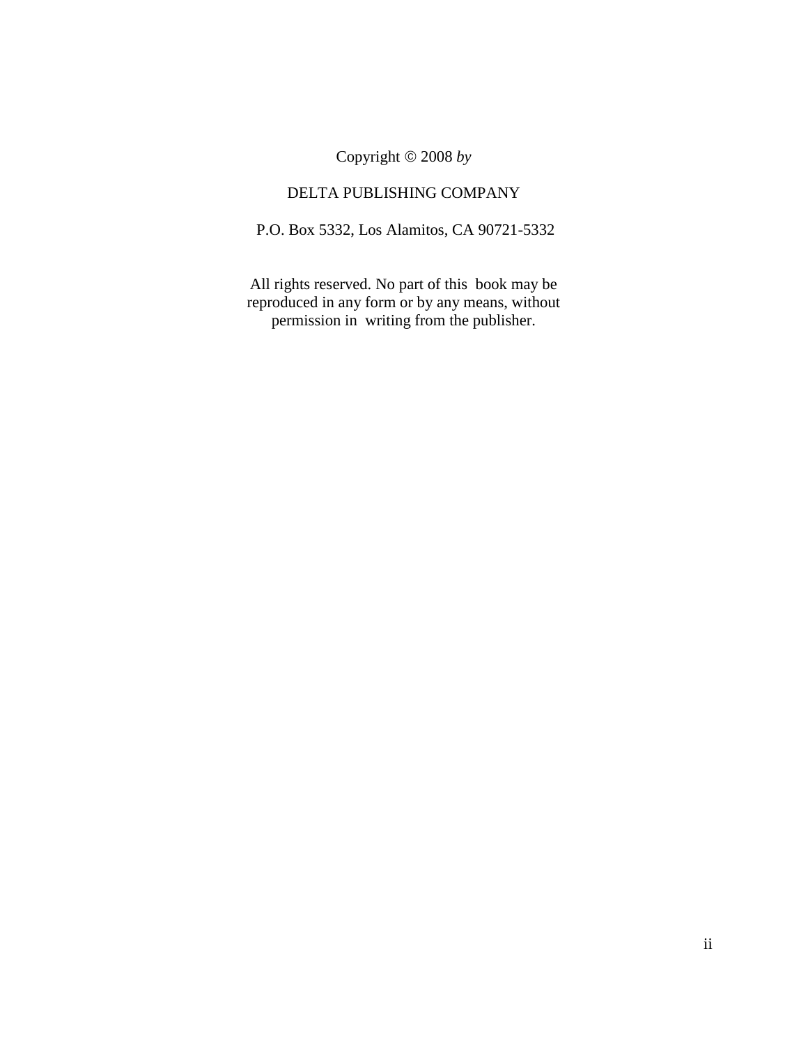Copyright © 2008 *by*

DELTA PUBLISHING COMPANY

P.O. Box 5332, Los Alamitos, CA 90721-5332

All rights reserved. No part of this book may be reproduced in any form or by any means, without permission in writing from the publisher.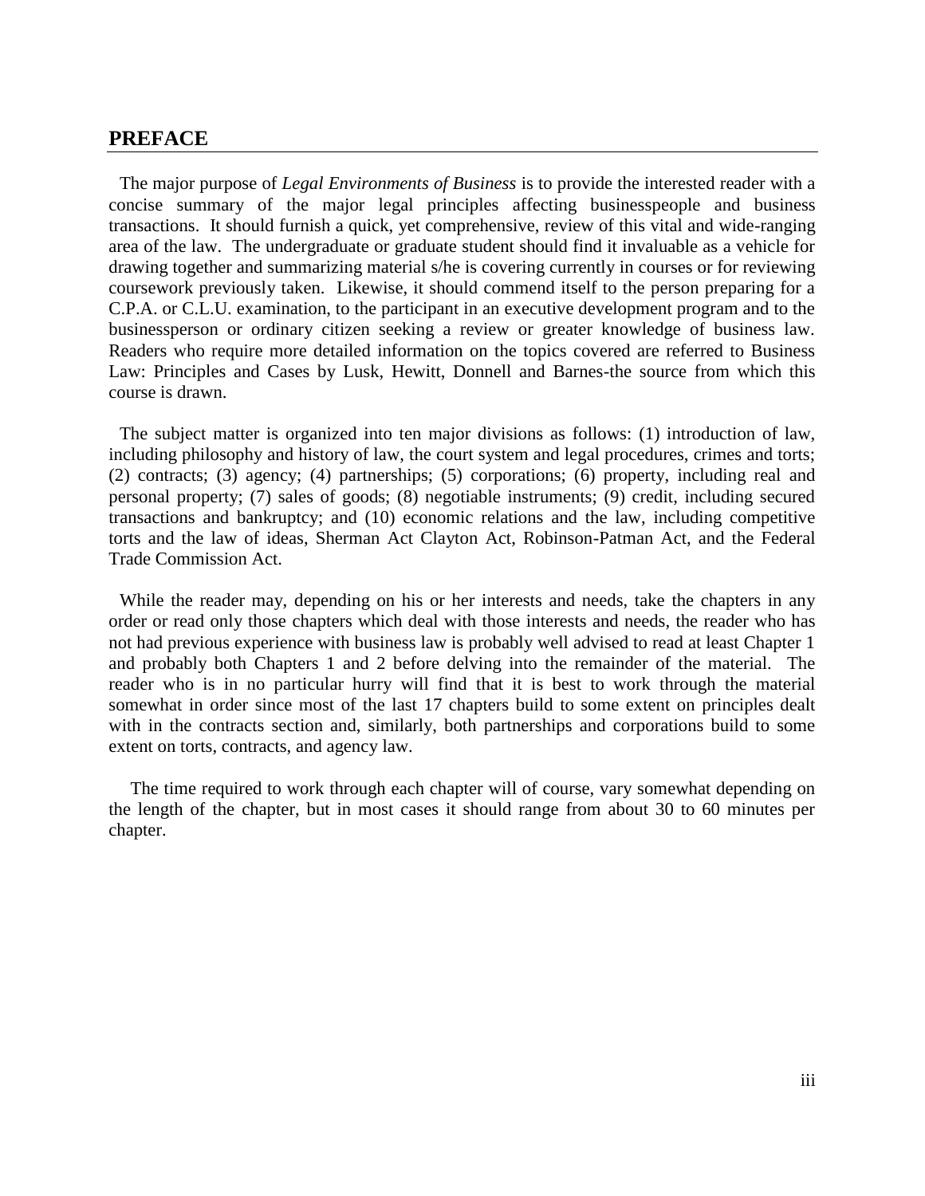## PREFACE

The major purpose of *Legal Environments of Business* is to provide the interested reader with a concise summary of the major legal principles affecting businesspeople and business transactions. It should furnish a quick, yet comprehensive, review of this vital and wide-ranging area of the law. The undergraduate or graduate student should find it invaluable as a vehicle for drawing together and summarizing material s/he is covering currently in courses or for reviewing coursework previously taken. Likewise, it should commend itself to the person preparing for a C.P.A. or C.L.U. examination, to the participant in an executive development program and to the businessperson or ordinary citizen seeking a review or greater knowledge of business law. Readers who require more detailed information on the topics covered are referred to Business Law: Principles and Cases by Lusk, Hewitt, Donnell and Barnes-the source from which this course is drawn.

The subject matter is organized into ten major divisions as follows: (1) introduction of law, including philosophy and history of law, the court system and legal procedures, crimes and torts; (2) contracts; (3) agency; (4) partnerships; (5) corporations; (6) property, including real and personal property; (7) sales of goods; (8) negotiable instruments; (9) credit, including secured transactions and bankruptcy; and (10) economic relations and the law, including competitive torts and the law of ideas, Sherman Act Clayton Act, Robinson-Patman Act, and the Federal Trade Commission Act.

While the reader may, depending on his or her interests and needs, take the chapters in any order or read only those chapters which deal with those interests and needs, the reader who has not had previous experience with business law is probably well advised to read at least Chapter 1 and probably both Chapters 1 and 2 before delving into the remainder of the material. The reader who is in no particular hurry will find that it is best to work through the material somewhat in order since most of the last 17 chapters build to some extent on principles dealt with in the contracts section and, similarly, both partnerships and corporations build to some extent on torts, contracts, and agency law.

The time required to work through each chapter will of course, vary somewhat depending on the length of the chapter, but in most cases it should range from about 30 to 60 minutes per chapter.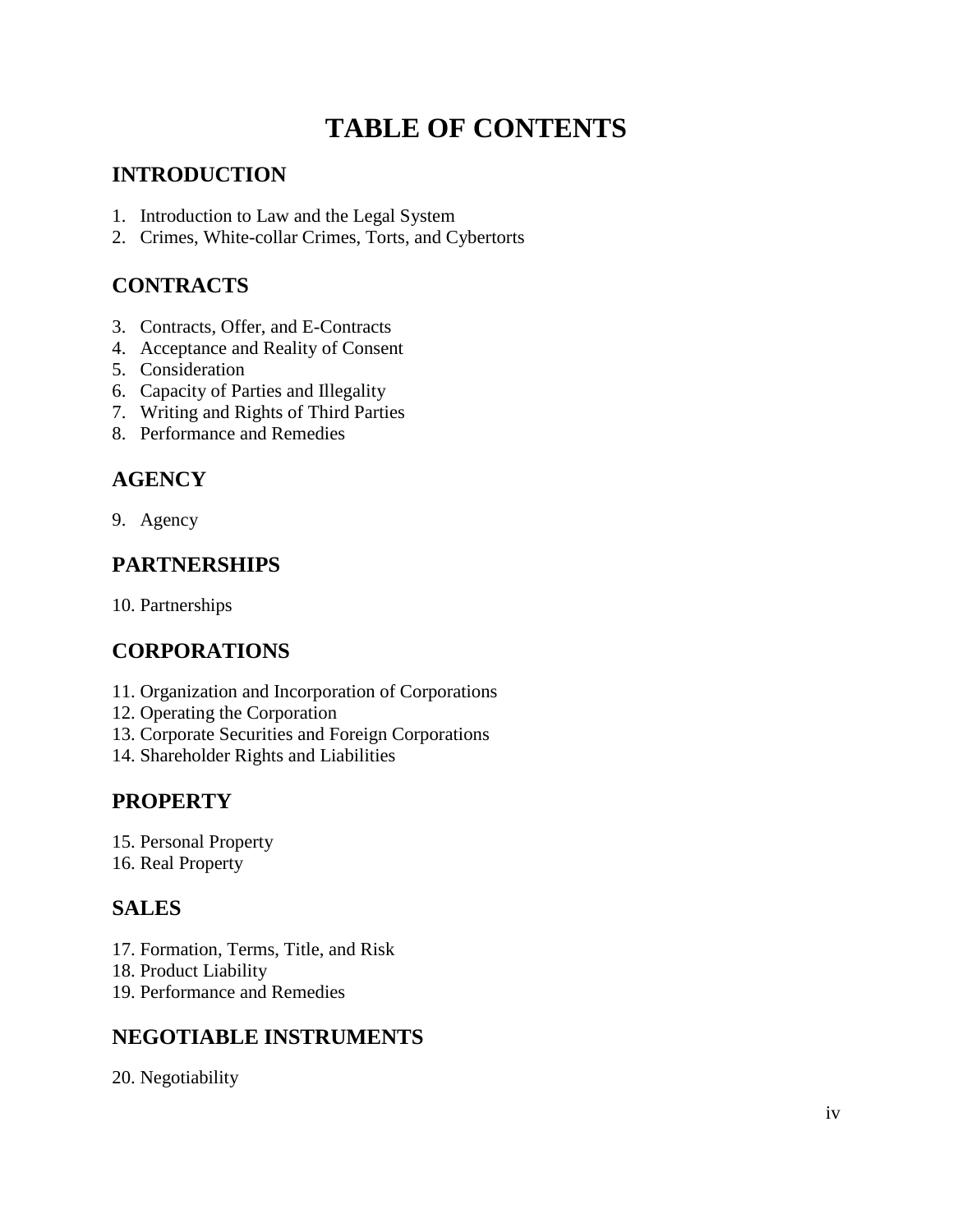# TABLE OF CONTENTS

## INTRODUCTION

1. Introduction to Law and the Legal System
2. Crimes, White-collar Crimes, Torts, and Cybertorts

## CONTRACTS

3. Contracts, Offer, and E-Contracts
4. Acceptance and Reality of Consent
5. Consideration
6. Capacity of Parties and Illegality
7. Writing and Rights of Third Parties
8. Performance and Remedies

## AGENCY

9. Agency

## PARTNERSHIPS

10. Partnerships

## CORPORATIONS

11. Organization and Incorporation of Corporations
12. Operating the Corporation
13. Corporate Securities and Foreign Corporations
14. Shareholder Rights and Liabilities

## PROPERTY

15. Personal Property
16. Real Property

## SALES

17. Formation, Terms, Title, and Risk
18. Product Liability
19. Performance and Remedies

## NEGOTIABLE INSTRUMENTS

20. Negotiability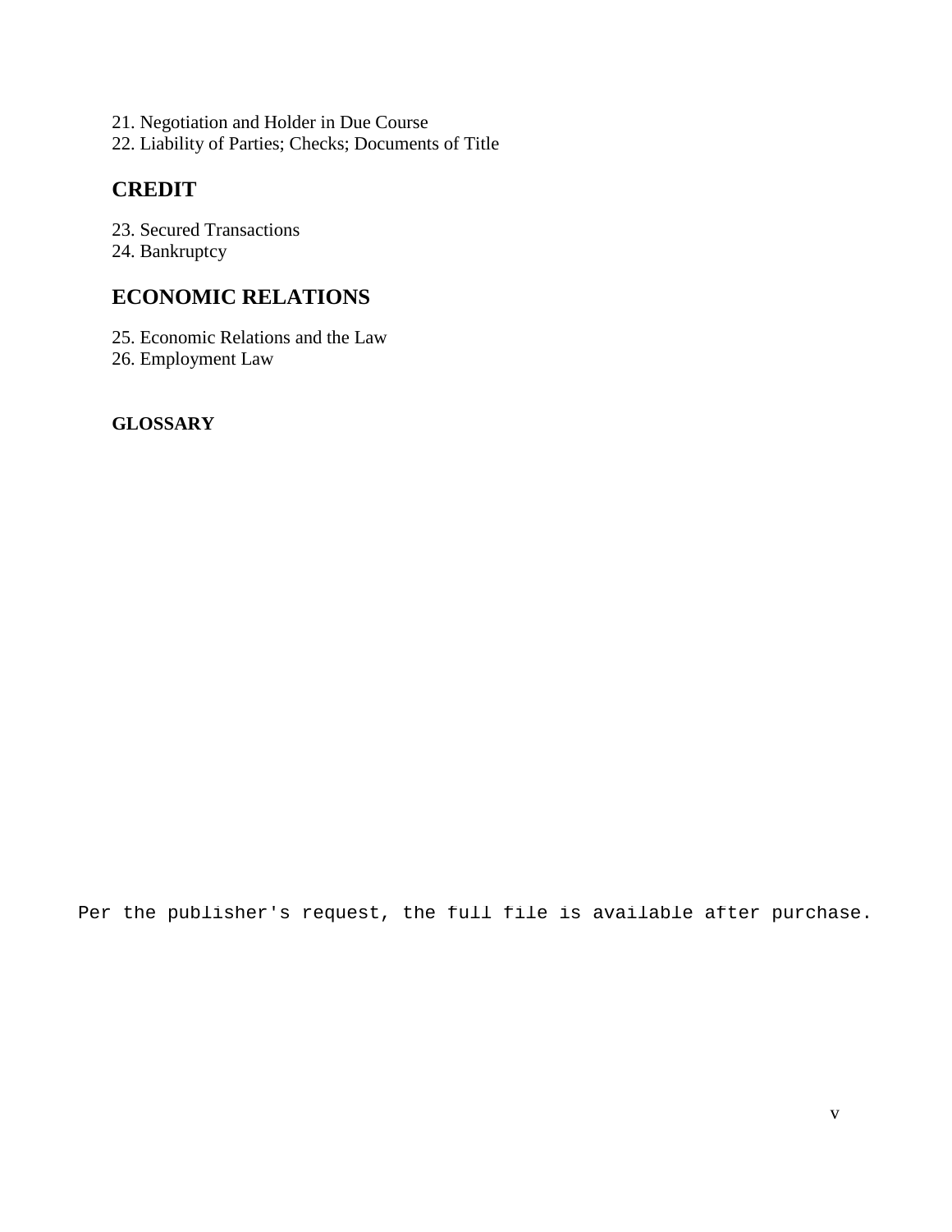21. Negotiation and Holder in Due Course
22. Liability of Parties; Checks; Documents of Title

## CREDIT

23. Secured Transactions
24. Bankruptcy

## ECONOMIC RELATIONS

25. Economic Relations and the Law
26. Employment Law

**GLOSSARY**

Per the publisher's request, the full file is available after purchase.